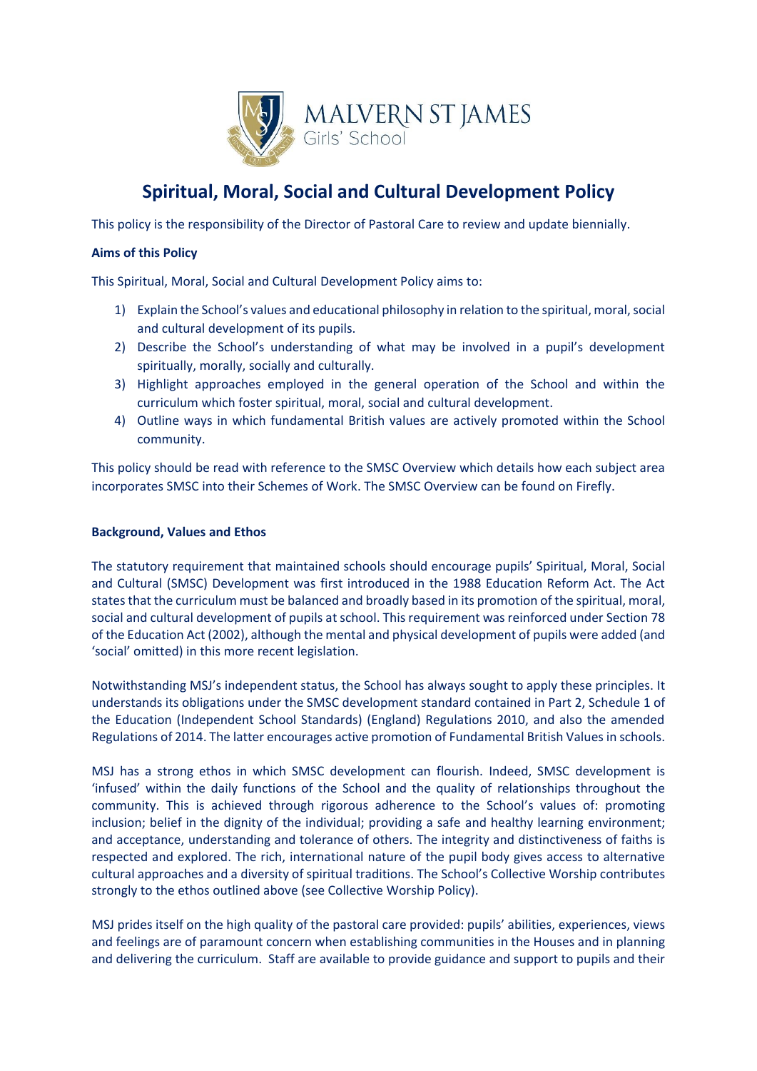MALVERN ST JAMES
Girls' School

# Spiritual, Moral, Social and Cultural Development Policy

This policy is the responsibility of the Director of Pastoral Care to review and update biennially.

**Aims of this Policy**

This Spiritual, Moral, Social and Cultural Development Policy aims to:

1) Explain the School's values and educational philosophy in relation to the spiritual, moral, social and cultural development of its pupils.
2) Describe the School's understanding of what may be involved in a pupil's development spiritually, morally, socially and culturally.
3) Highlight approaches employed in the general operation of the School and within the curriculum which foster spiritual, moral, social and cultural development.
4) Outline ways in which fundamental British values are actively promoted within the School community.

This policy should be read with reference to the SMSC Overview which details how each subject area incorporates SMSC into their Schemes of Work. The SMSC Overview can be found on Firefly.

**Background, Values and Ethos**

The statutory requirement that maintained schools should encourage pupils' Spiritual, Moral, Social and Cultural (SMSC) Development was first introduced in the 1988 Education Reform Act. The Act states that the curriculum must be balanced and broadly based in its promotion of the spiritual, moral, social and cultural development of pupils at school. This requirement was reinforced under Section 78 of the Education Act (2002), although the mental and physical development of pupils were added (and 'social' omitted) in this more recent legislation.

Notwithstanding MSJ's independent status, the School has always sought to apply these principles. It understands its obligations under the SMSC development standard contained in Part 2, Schedule 1 of the Education (Independent School Standards) (England) Regulations 2010, and also the amended Regulations of 2014. The latter encourages active promotion of Fundamental British Values in schools.

MSJ has a strong ethos in which SMSC development can flourish. Indeed, SMSC development is 'infused' within the daily functions of the School and the quality of relationships throughout the community. This is achieved through rigorous adherence to the School's values of: promoting inclusion; belief in the dignity of the individual; providing a safe and healthy learning environment; and acceptance, understanding and tolerance of others. The integrity and distinctiveness of faiths is respected and explored. The rich, international nature of the pupil body gives access to alternative cultural approaches and a diversity of spiritual traditions. The School's Collective Worship contributes strongly to the ethos outlined above (see Collective Worship Policy).

MSJ prides itself on the high quality of the pastoral care provided: pupils' abilities, experiences, views and feelings are of paramount concern when establishing communities in the Houses and in planning and delivering the curriculum. Staff are available to provide guidance and support to pupils and their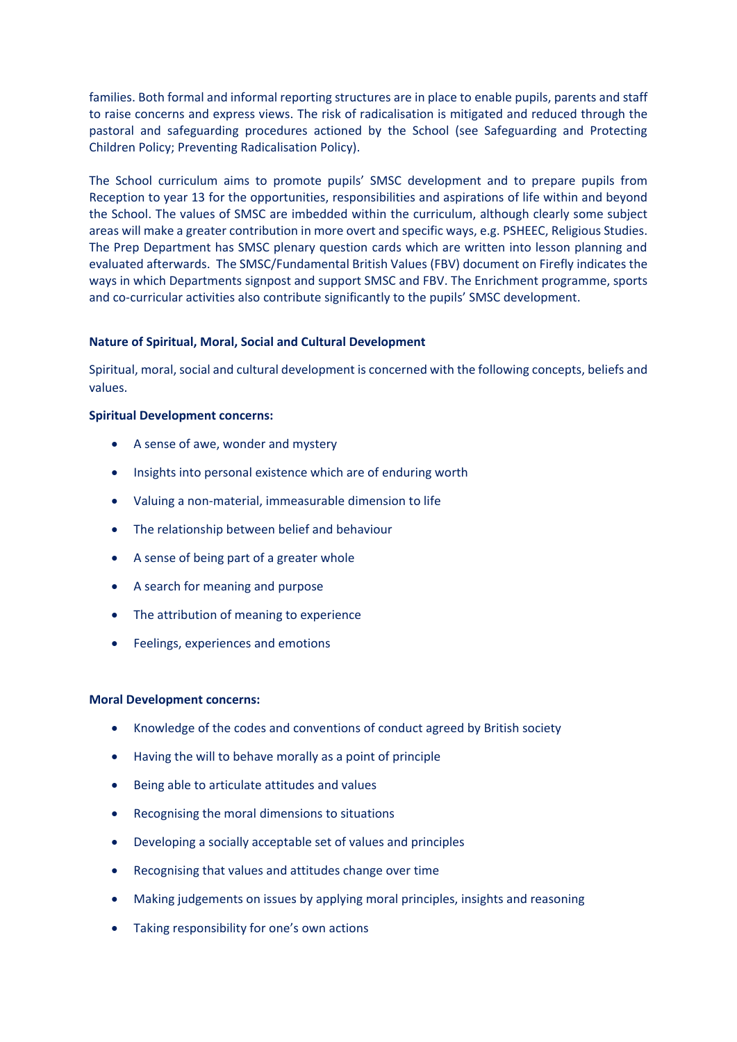families. Both formal and informal reporting structures are in place to enable pupils, parents and staff to raise concerns and express views. The risk of radicalisation is mitigated and reduced through the pastoral and safeguarding procedures actioned by the School (see Safeguarding and Protecting Children Policy; Preventing Radicalisation Policy).

The School curriculum aims to promote pupils' SMSC development and to prepare pupils from Reception to year 13 for the opportunities, responsibilities and aspirations of life within and beyond the School. The values of SMSC are imbedded within the curriculum, although clearly some subject areas will make a greater contribution in more overt and specific ways, e.g. PSHEEC, Religious Studies. The Prep Department has SMSC plenary question cards which are written into lesson planning and evaluated afterwards. The SMSC/Fundamental British Values (FBV) document on Firefly indicates the ways in which Departments signpost and support SMSC and FBV. The Enrichment programme, sports and co-curricular activities also contribute significantly to the pupils' SMSC development.

**Nature of Spiritual, Moral, Social and Cultural Development**

Spiritual, moral, social and cultural development is concerned with the following concepts, beliefs and values.

**Spiritual Development concerns:**

- A sense of awe, wonder and mystery
- Insights into personal existence which are of enduring worth
- Valuing a non-material, immeasurable dimension to life
- The relationship between belief and behaviour
- A sense of being part of a greater whole
- A search for meaning and purpose
- The attribution of meaning to experience
- Feelings, experiences and emotions

**Moral Development concerns:**

- Knowledge of the codes and conventions of conduct agreed by British society
- Having the will to behave morally as a point of principle
- Being able to articulate attitudes and values
- Recognising the moral dimensions to situations
- Developing a socially acceptable set of values and principles
- Recognising that values and attitudes change over time
- Making judgements on issues by applying moral principles, insights and reasoning
- Taking responsibility for one's own actions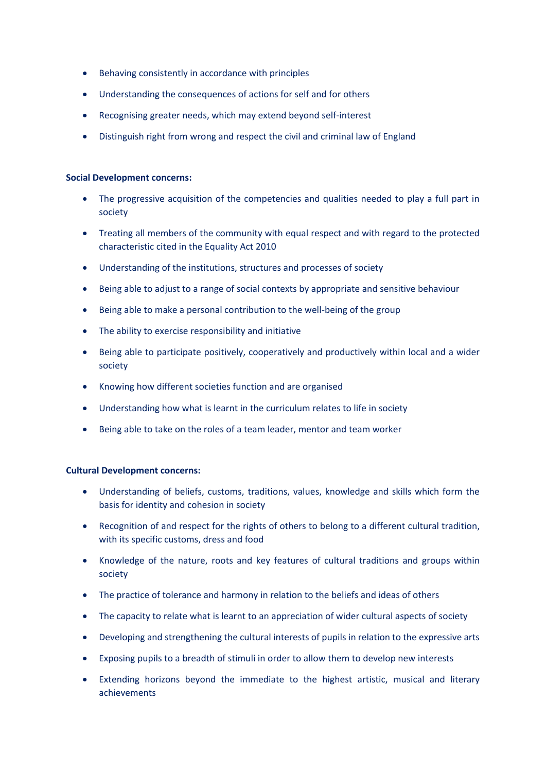- Behaving consistently in accordance with principles
- Understanding the consequences of actions for self and for others
- Recognising greater needs, which may extend beyond self-interest
- Distinguish right from wrong and respect the civil and criminal law of England

**Social Development concerns:**

- The progressive acquisition of the competencies and qualities needed to play a full part in society
- Treating all members of the community with equal respect and with regard to the protected characteristic cited in the Equality Act 2010
- Understanding of the institutions, structures and processes of society
- Being able to adjust to a range of social contexts by appropriate and sensitive behaviour
- Being able to make a personal contribution to the well-being of the group
- The ability to exercise responsibility and initiative
- Being able to participate positively, cooperatively and productively within local and a wider society
- Knowing how different societies function and are organised
- Understanding how what is learnt in the curriculum relates to life in society
- Being able to take on the roles of a team leader, mentor and team worker

**Cultural Development concerns:**

- Understanding of beliefs, customs, traditions, values, knowledge and skills which form the basis for identity and cohesion in society
- Recognition of and respect for the rights of others to belong to a different cultural tradition, with its specific customs, dress and food
- Knowledge of the nature, roots and key features of cultural traditions and groups within society
- The practice of tolerance and harmony in relation to the beliefs and ideas of others
- The capacity to relate what is learnt to an appreciation of wider cultural aspects of society
- Developing and strengthening the cultural interests of pupils in relation to the expressive arts
- Exposing pupils to a breadth of stimuli in order to allow them to develop new interests
- Extending horizons beyond the immediate to the highest artistic, musical and literary achievements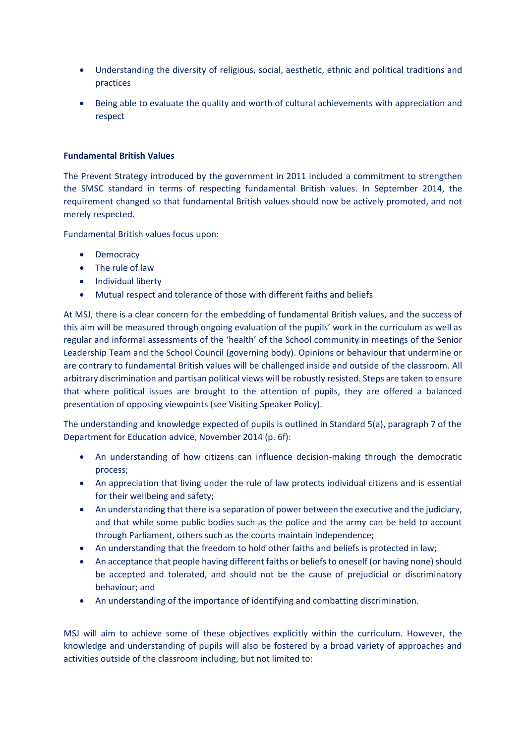- Understanding the diversity of religious, social, aesthetic, ethnic and political traditions and practices
- Being able to evaluate the quality and worth of cultural achievements with appreciation and respect

**Fundamental British Values**

The Prevent Strategy introduced by the government in 2011 included a commitment to strengthen the SMSC standard in terms of respecting fundamental British values. In September 2014, the requirement changed so that fundamental British values should now be actively promoted, and not merely respected.

Fundamental British values focus upon:

- Democracy
- The rule of law
- Individual liberty
- Mutual respect and tolerance of those with different faiths and beliefs

At MSJ, there is a clear concern for the embedding of fundamental British values, and the success of this aim will be measured through ongoing evaluation of the pupils' work in the curriculum as well as regular and informal assessments of the 'health' of the School community in meetings of the Senior Leadership Team and the School Council (governing body). Opinions or behaviour that undermine or are contrary to fundamental British values will be challenged inside and outside of the classroom. All arbitrary discrimination and partisan political views will be robustly resisted. Steps are taken to ensure that where political issues are brought to the attention of pupils, they are offered a balanced presentation of opposing viewpoints (see Visiting Speaker Policy).

The understanding and knowledge expected of pupils is outlined in Standard 5(a), paragraph 7 of the Department for Education advice, November 2014 (p. 6f):

- An understanding of how citizens can influence decision-making through the democratic process;
- An appreciation that living under the rule of law protects individual citizens and is essential for their wellbeing and safety;
- An understanding that there is a separation of power between the executive and the judiciary, and that while some public bodies such as the police and the army can be held to account through Parliament, others such as the courts maintain independence;
- An understanding that the freedom to hold other faiths and beliefs is protected in law;
- An acceptance that people having different faiths or beliefs to oneself (or having none) should be accepted and tolerated, and should not be the cause of prejudicial or discriminatory behaviour; and
- An understanding of the importance of identifying and combatting discrimination.

MSJ will aim to achieve some of these objectives explicitly within the curriculum. However, the knowledge and understanding of pupils will also be fostered by a broad variety of approaches and activities outside of the classroom including, but not limited to: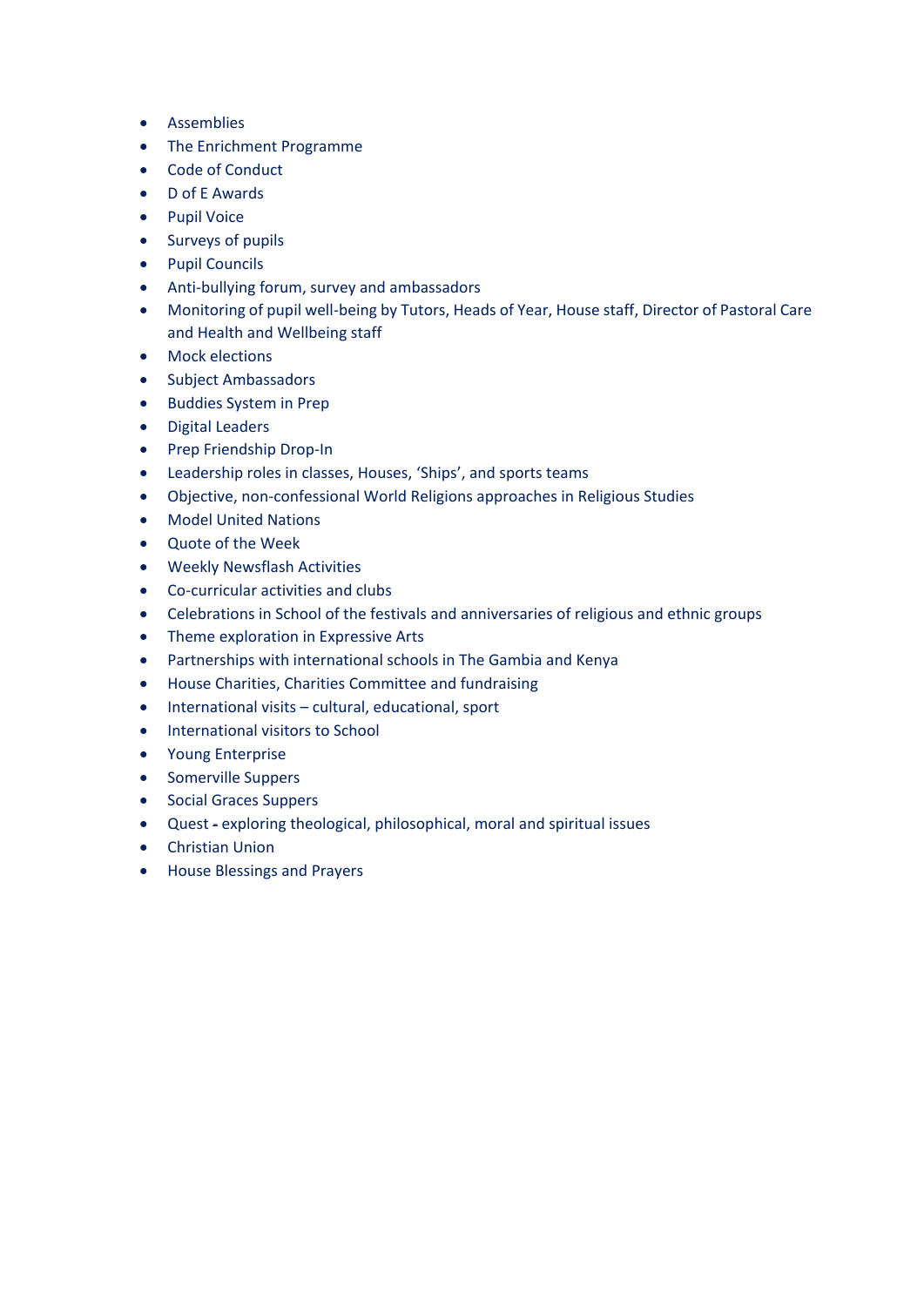- Assemblies
- The Enrichment Programme
- Code of Conduct
- D of E Awards
- Pupil Voice
- Surveys of pupils
- Pupil Councils
- Anti-bullying forum, survey and ambassadors
- Monitoring of pupil well-being by Tutors, Heads of Year, House staff, Director of Pastoral Care and Health and Wellbeing staff
- Mock elections
- Subject Ambassadors
- Buddies System in Prep
- Digital Leaders
- Prep Friendship Drop-In
- Leadership roles in classes, Houses, 'Ships', and sports teams
- Objective, non-confessional World Religions approaches in Religious Studies
- Model United Nations
- Quote of the Week
- Weekly Newsflash Activities
- Co-curricular activities and clubs
- Celebrations in School of the festivals and anniversaries of religious and ethnic groups
- Theme exploration in Expressive Arts
- Partnerships with international schools in The Gambia and Kenya
- House Charities, Charities Committee and fundraising
- International visits – cultural, educational, sport
- International visitors to School
- Young Enterprise
- Somerville Suppers
- Social Graces Suppers
- Quest - exploring theological, philosophical, moral and spiritual issues
- Christian Union
- House Blessings and Prayers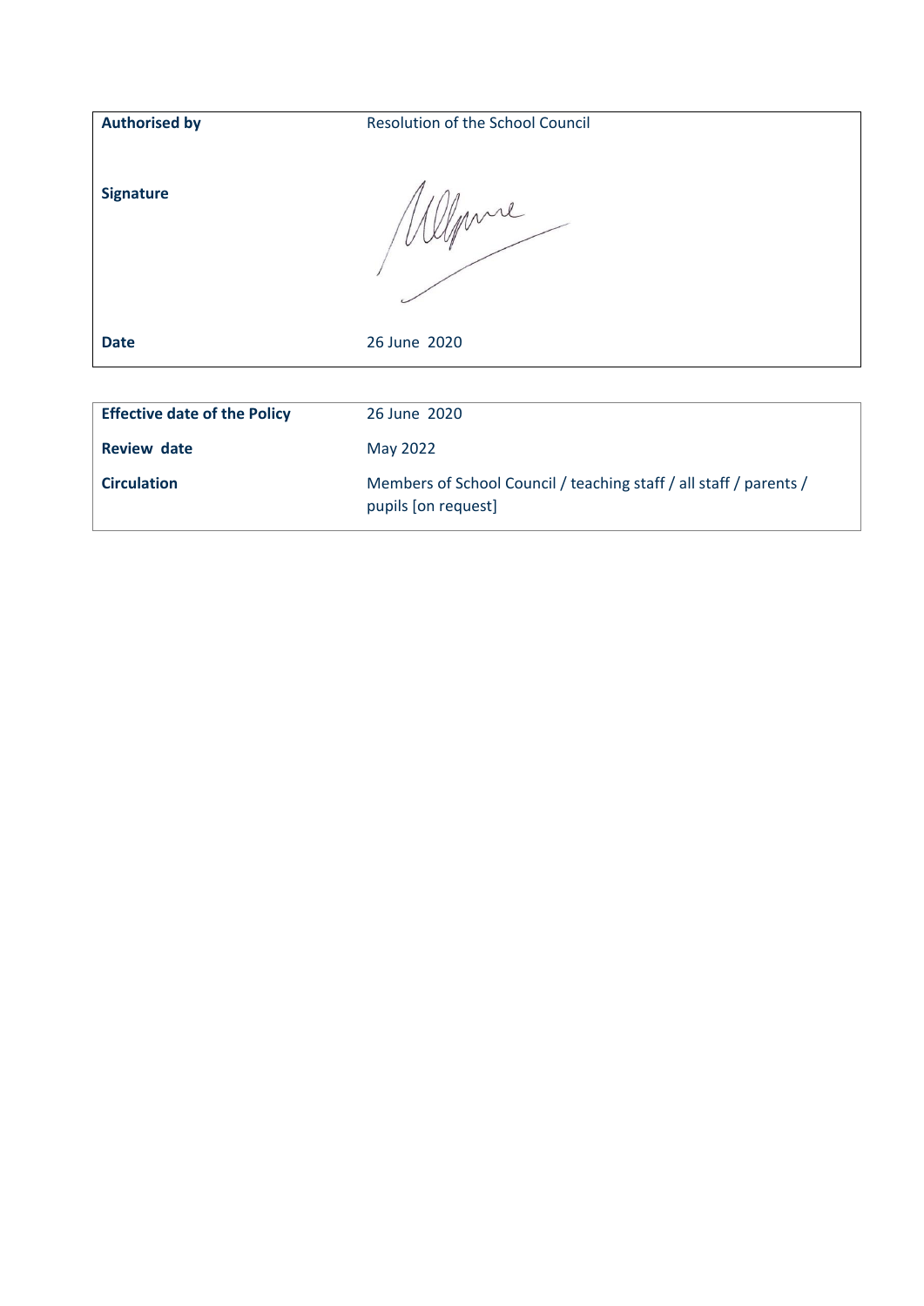| | |
|---|---|
| **Authorised by** | Resolution of the School Council |
| **Signature** | |
| **Date** | 26 June 2020 |

| | |
|---|---|
| **Effective date of the Policy** | 26 June 2020 |
| **Review date** | May 2022 |
| **Circulation** | Members of School Council / teaching staff / all staff / parents / pupils [on request] |